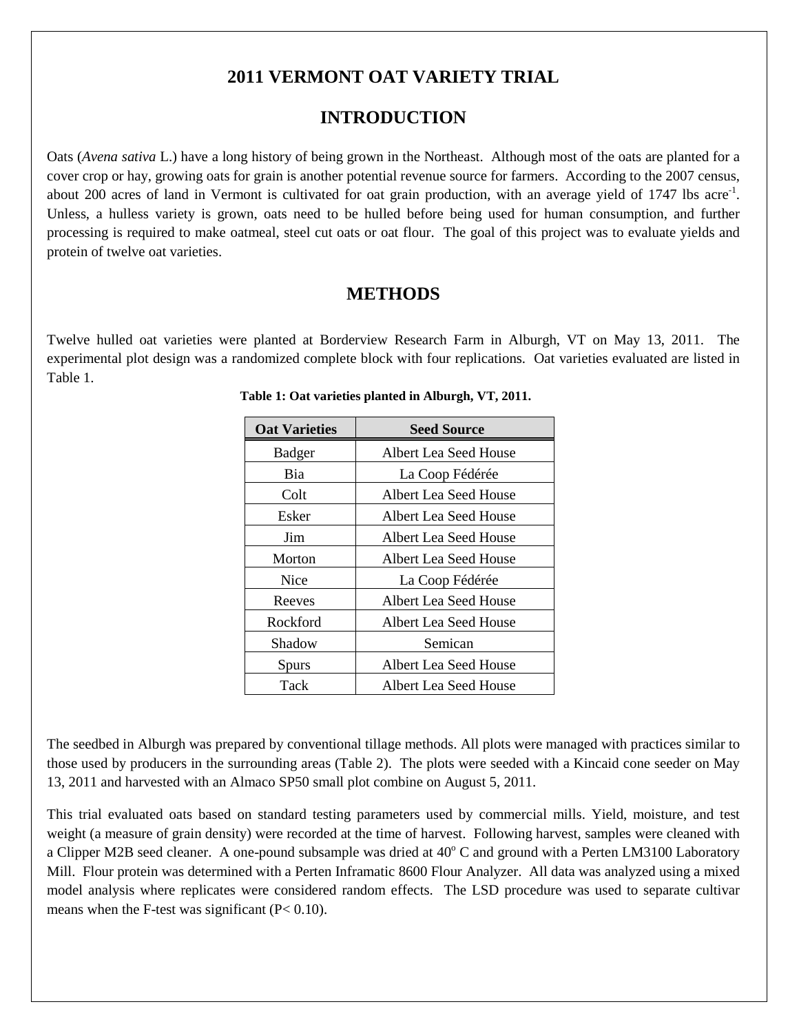# 2011 VERMONT OAT VARIETY TRIAL

## INTRODUCTION

Oats (*Avena sativa* L.) have a long history of being grown in the Northeast. Although most of the oats are planted for a cover crop or hay, growing oats for grain is another potential revenue source for farmers. According to the 2007 census, about 200 acres of land in Vermont is cultivated for oat grain production, with an average yield of 1747 lbs acre$^{-1}$. Unless, a hulless variety is grown, oats need to be hulled before being used for human consumption, and further processing is required to make oatmeal, steel cut oats or oat flour. The goal of this project was to evaluate yields and protein of twelve oat varieties.

## METHODS

Twelve hulled oat varieties were planted at Borderview Research Farm in Alburgh, VT on May 13, 2011. The experimental plot design was a randomized complete block with four replications. Oat varieties evaluated are listed in Table 1.

**Table 1: Oat varieties planted in Alburgh, VT, 2011.**

| Oat Varieties | Seed Source |
|---|---|
| Badger | Albert Lea Seed House |
| Bia | La Coop Fédérée |
| Colt | Albert Lea Seed House |
| Esker | Albert Lea Seed House |
| Jim | Albert Lea Seed House |
| Morton | Albert Lea Seed House |
| Nice | La Coop Fédérée |
| Reeves | Albert Lea Seed House |
| Rockford | Albert Lea Seed House |
| Shadow | Semican |
| Spurs | Albert Lea Seed House |
| Tack | Albert Lea Seed House |

The seedbed in Alburgh was prepared by conventional tillage methods. All plots were managed with practices similar to those used by producers in the surrounding areas (Table 2). The plots were seeded with a Kincaid cone seeder on May 13, 2011 and harvested with an Almaco SP50 small plot combine on August 5, 2011.

This trial evaluated oats based on standard testing parameters used by commercial mills. Yield, moisture, and test weight (a measure of grain density) were recorded at the time of harvest. Following harvest, samples were cleaned with a Clipper M2B seed cleaner. A one-pound subsample was dried at 40$^{o}$ C and ground with a Perten LM3100 Laboratory Mill. Flour protein was determined with a Perten Inframatic 8600 Flour Analyzer. All data was analyzed using a mixed model analysis where replicates were considered random effects. The LSD procedure was used to separate cultivar means when the F-test was significant ($P< 0.10$).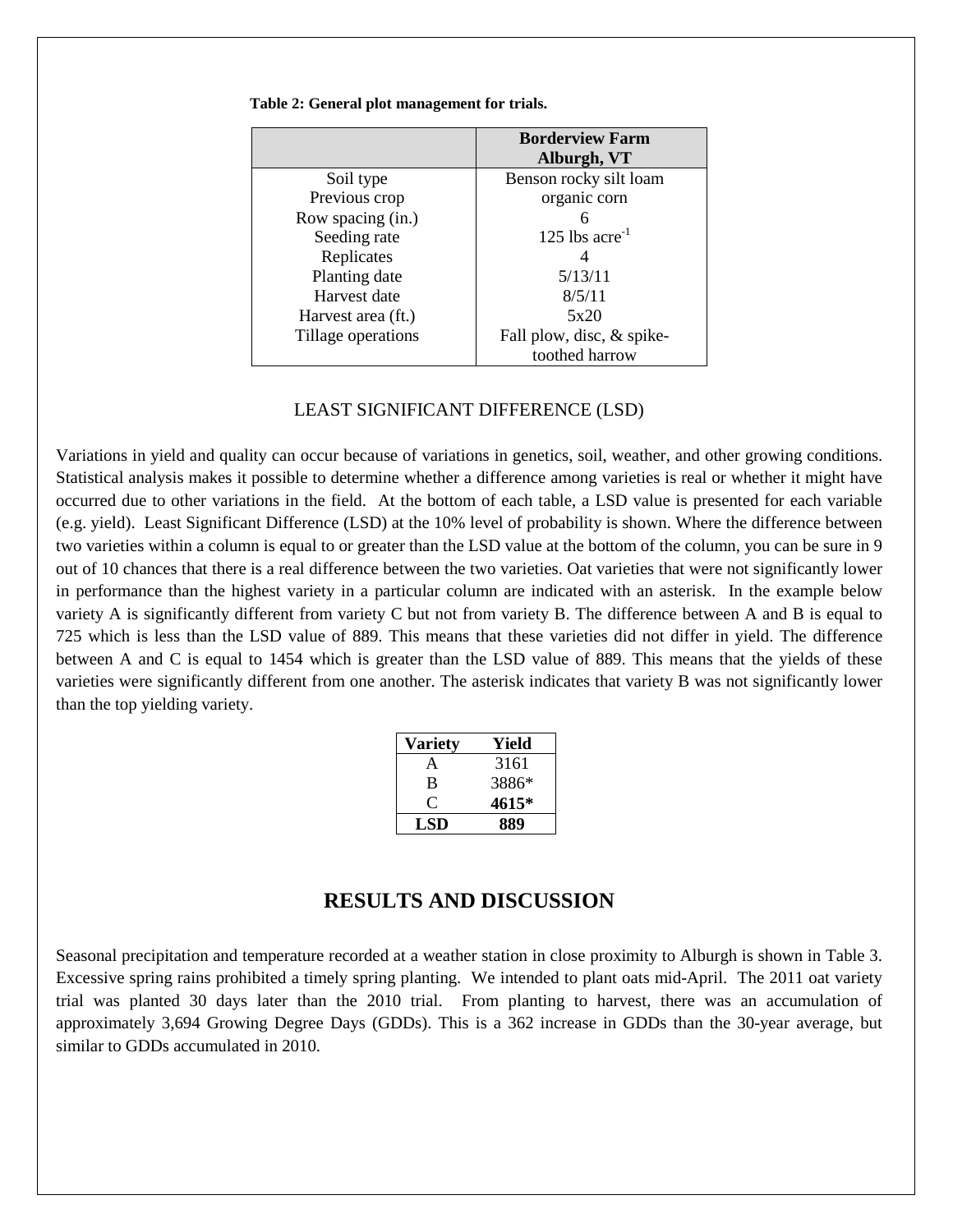**Table 2: General plot management for trials.**

| | **Borderview Farm Alburgh, VT** |
|---|---|
| Soil type | Benson rocky silt loam |
| Previous crop | organic corn |
| Row spacing (in.) | 6 |
| Seeding rate | 125 lbs acre$^{-1}$ |
| Replicates | 4 |
| Planting date | 5/13/11 |
| Harvest date | 8/5/11 |
| Harvest area (ft.) | 5x20 |
| Tillage operations | Fall plow, disc, & spike-toothed harrow |

LEAST SIGNIFICANT DIFFERENCE (LSD)

Variations in yield and quality can occur because of variations in genetics, soil, weather, and other growing conditions. Statistical analysis makes it possible to determine whether a difference among varieties is real or whether it might have occurred due to other variations in the field. At the bottom of each table, a LSD value is presented for each variable (e.g. yield). Least Significant Difference (LSD) at the 10% level of probability is shown. Where the difference between two varieties within a column is equal to or greater than the LSD value at the bottom of the column, you can be sure in 9 out of 10 chances that there is a real difference between the two varieties. Oat varieties that were not significantly lower in performance than the highest variety in a particular column are indicated with an asterisk. In the example below variety A is significantly different from variety C but not from variety B. The difference between A and B is equal to 725 which is less than the LSD value of 889. This means that these varieties did not differ in yield. The difference between A and C is equal to 1454 which is greater than the LSD value of 889. This means that the yields of these varieties were significantly different from one another. The asterisk indicates that variety B was not significantly lower than the top yielding variety.

| Variety | Yield |
|---|---|
| A | 3161 |
| B | 3886* |
| C | **4615*** |
| **LSD** | **889** |

## RESULTS AND DISCUSSION

Seasonal precipitation and temperature recorded at a weather station in close proximity to Alburgh is shown in Table 3. Excessive spring rains prohibited a timely spring planting. We intended to plant oats mid-April. The 2011 oat variety trial was planted 30 days later than the 2010 trial. From planting to harvest, there was an accumulation of approximately 3,694 Growing Degree Days (GDDs). This is a 362 increase in GDDs than the 30-year average, but similar to GDDs accumulated in 2010.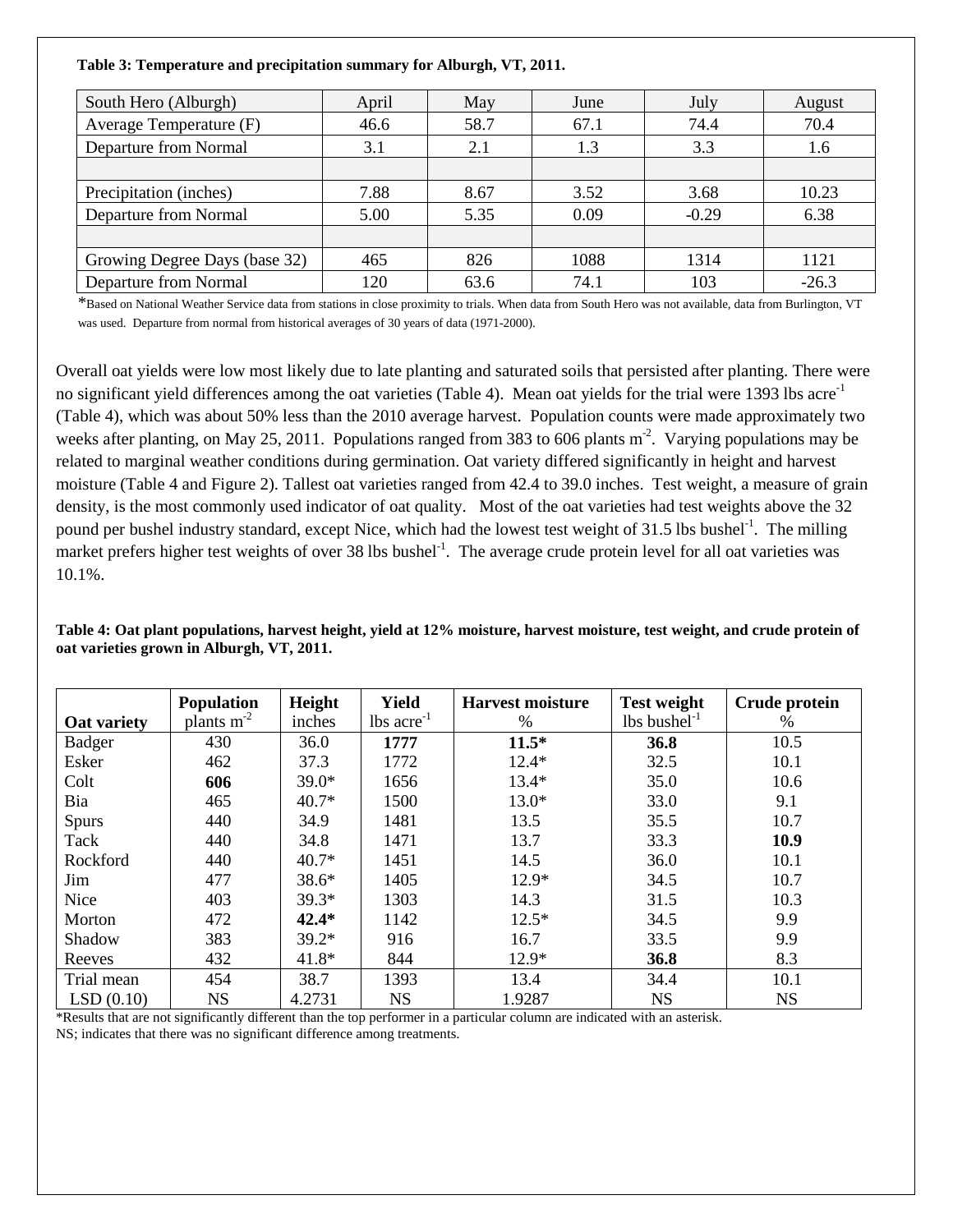**Table 3: Temperature and precipitation summary for Alburgh, VT, 2011.**

| South Hero (Alburgh) | April | May | June | July | August |
|---|---|---|---|---|---|
| Average Temperature (F) | 46.6 | 58.7 | 67.1 | 74.4 | 70.4 |
| Departure from Normal | 3.1 | 2.1 | 1.3 | 3.3 | 1.6 |
| | | | | | |
| Precipitation (inches) | 7.88 | 8.67 | 3.52 | 3.68 | 10.23 |
| Departure from Normal | 5.00 | 5.35 | 0.09 | -0.29 | 6.38 |
| | | | | | |
| Growing Degree Days (base 32) | 465 | 826 | 1088 | 1314 | 1121 |
| Departure from Normal | 120 | 63.6 | 74.1 | 103 | -26.3 |

*Based on National Weather Service data from stations in close proximity to trials. When data from South Hero was not available, data from Burlington, VT was used. Departure from normal from historical averages of 30 years of data (1971-2000).

Overall oat yields were low most likely due to late planting and saturated soils that persisted after planting. There were no significant yield differences among the oat varieties (Table 4). Mean oat yields for the trial were 1393 lbs acre$^{-1}$ (Table 4), which was about 50% less than the 2010 average harvest. Population counts were made approximately two weeks after planting, on May 25, 2011. Populations ranged from 383 to 606 plants m$^{-2}$. Varying populations may be related to marginal weather conditions during germination. Oat variety differed significantly in height and harvest moisture (Table 4 and Figure 2). Tallest oat varieties ranged from 42.4 to 39.0 inches. Test weight, a measure of grain density, is the most commonly used indicator of oat quality. Most of the oat varieties had test weights above the 32 pound per bushel industry standard, except Nice, which had the lowest test weight of 31.5 lbs bushel$^{-1}$. The milling market prefers higher test weights of over 38 lbs bushel$^{-1}$. The average crude protein level for all oat varieties was 10.1%.

**Table 4: Oat plant populations, harvest height, yield at 12% moisture, harvest moisture, test weight, and crude protein of oat varieties grown in Alburgh, VT, 2011.**

| Oat variety | Population plants m$^{-2}$ | Height inches | Yield lbs acre$^{-1}$ | Harvest moisture % | Test weight lbs bushel$^{-1}$ | Crude protein % |
|---|---|---|---|---|---|---|
| Badger | 430 | 36.0 | **1777** | **11.5*** | **36.8** | 10.5 |
| Esker | 462 | 37.3 | 1772 | 12.4* | 32.5 | 10.1 |
| Colt | **606** | 39.0* | 1656 | 13.4* | 35.0 | 10.6 |
| Bia | 465 | 40.7* | 1500 | 13.0* | 33.0 | 9.1 |
| Spurs | 440 | 34.9 | 1481 | 13.5 | 35.5 | 10.7 |
| Tack | 440 | 34.8 | 1471 | 13.7 | 33.3 | **10.9** |
| Rockford | 440 | 40.7* | 1451 | 14.5 | 36.0 | 10.1 |
| Jim | 477 | 38.6* | 1405 | 12.9* | 34.5 | 10.7 |
| Nice | 403 | 39.3* | 1303 | 14.3 | 31.5 | 10.3 |
| Morton | 472 | **42.4*** | 1142 | 12.5* | 34.5 | 9.9 |
| Shadow | 383 | 39.2* | 916 | 16.7 | 33.5 | 9.9 |
| Reeves | 432 | 41.8* | 844 | 12.9* | **36.8** | 8.3 |
| Trial mean | 454 | 38.7 | 1393 | 13.4 | 34.4 | 10.1 |
| LSD (0.10) | NS | 4.2731 | NS | 1.9287 | NS | NS |

*Results that are not significantly different than the top performer in a particular column are indicated with an asterisk.
NS; indicates that there was no significant difference among treatments.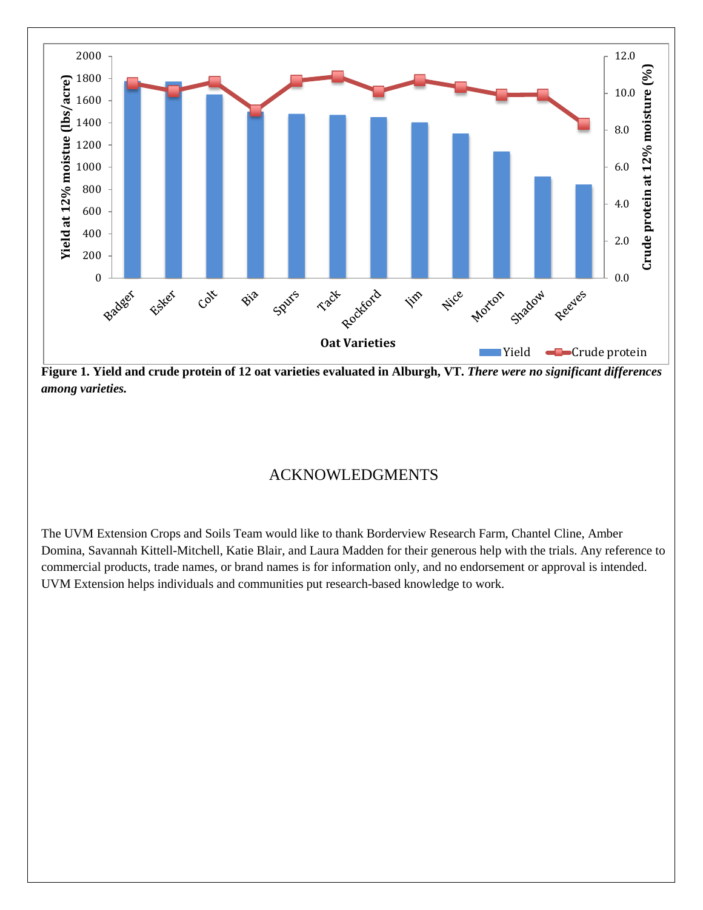Yield at 12% moistue (lbs/acre)

2000
1800
1600
1400
1200
1000
800
600
400
200
0

Crude protein at 12% moisture (%)

12.0
10.0
8.0
6.0
4.0
2.0
0.0

Badger
Esker
Colt
Bia
Spurs
Tack
Rockford
Jim
Nice
Morton
Shadow
Reeves

Oat Varieties

Yield
Crude protein

**Figure 1. Yield and crude protein of 12 oat varieties evaluated in Alburgh, VT.** ***There were no significant differences among varieties.***

# ACKNOWLEDGMENTS

The UVM Extension Crops and Soils Team would like to thank Borderview Research Farm, Chantel Cline, Amber Domina, Savannah Kittell-Mitchell, Katie Blair, and Laura Madden for their generous help with the trials. Any reference to commercial products, trade names, or brand names is for information only, and no endorsement or approval is intended. UVM Extension helps individuals and communities put research-based knowledge to work.